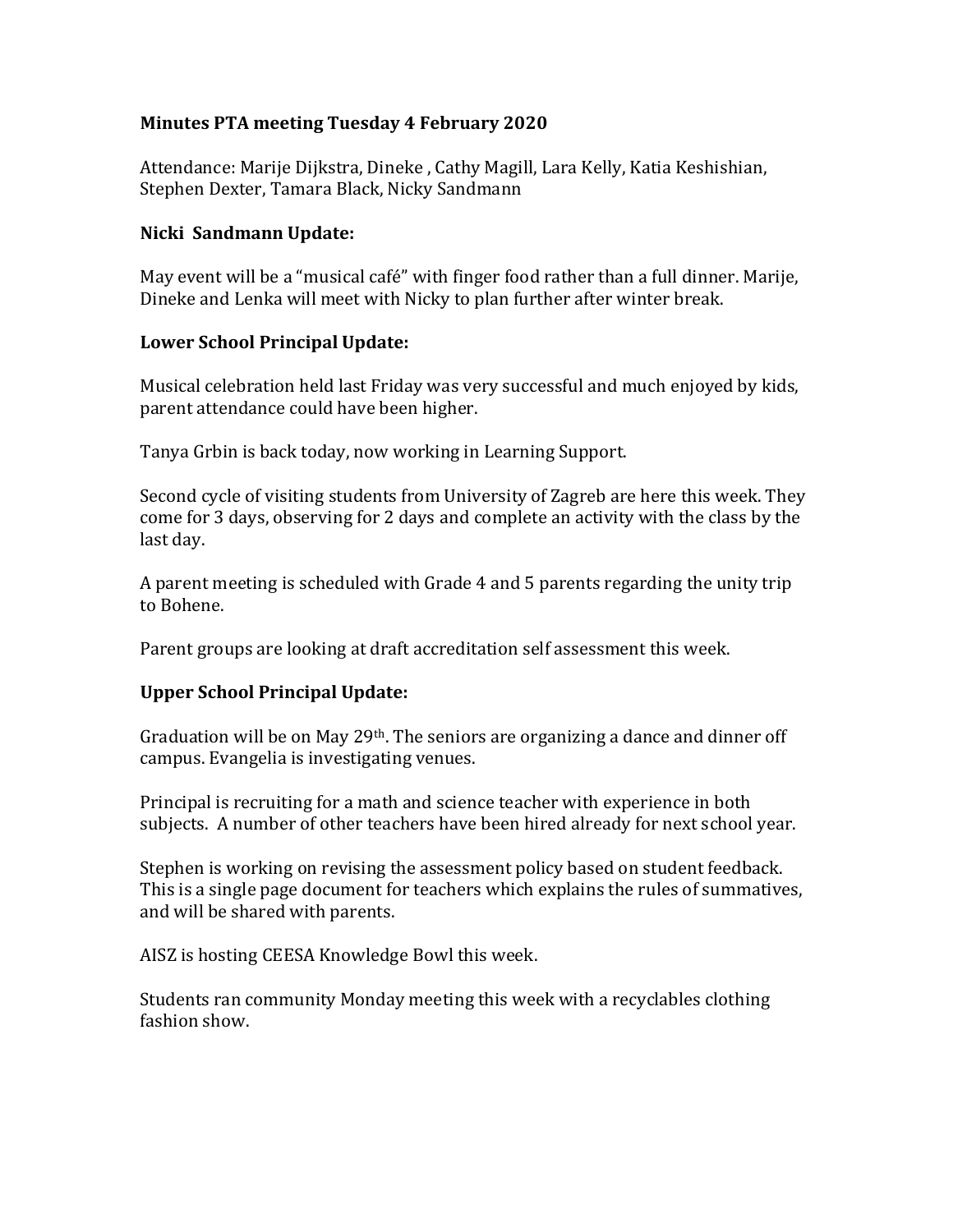**Minutes PTA meeting Tuesday 4 February 2020**

Attendance: Marije Dijkstra, Dineke , Cathy Magill, Lara Kelly, Katia Keshishian, Stephen Dexter, Tamara Black, Nicky Sandmann

**Nicki Sandmann Update:**

May event will be a "musical café" with finger food rather than a full dinner. Marije, Dineke and Lenka will meet with Nicky to plan further after winter break.

**Lower School Principal Update:**

Musical celebration held last Friday was very successful and much enjoyed by kids, parent attendance could have been higher.

Tanya Grbin is back today, now working in Learning Support.

Second cycle of visiting students from University of Zagreb are here this week. They come for 3 days, observing for 2 days and complete an activity with the class by the last day.

A parent meeting is scheduled with Grade 4 and 5 parents regarding the unity trip to Bohene.

Parent groups are looking at draft accreditation self assessment this week.

**Upper School Principal Update:**

Graduation will be on May 29th. The seniors are organizing a dance and dinner off campus. Evangelia is investigating venues.

Principal is recruiting for a math and science teacher with experience in both subjects. A number of other teachers have been hired already for next school year.

Stephen is working on revising the assessment policy based on student feedback. This is a single page document for teachers which explains the rules of summatives, and will be shared with parents.

AISZ is hosting CEESA Knowledge Bowl this week.

Students ran community Monday meeting this week with a recyclables clothing fashion show.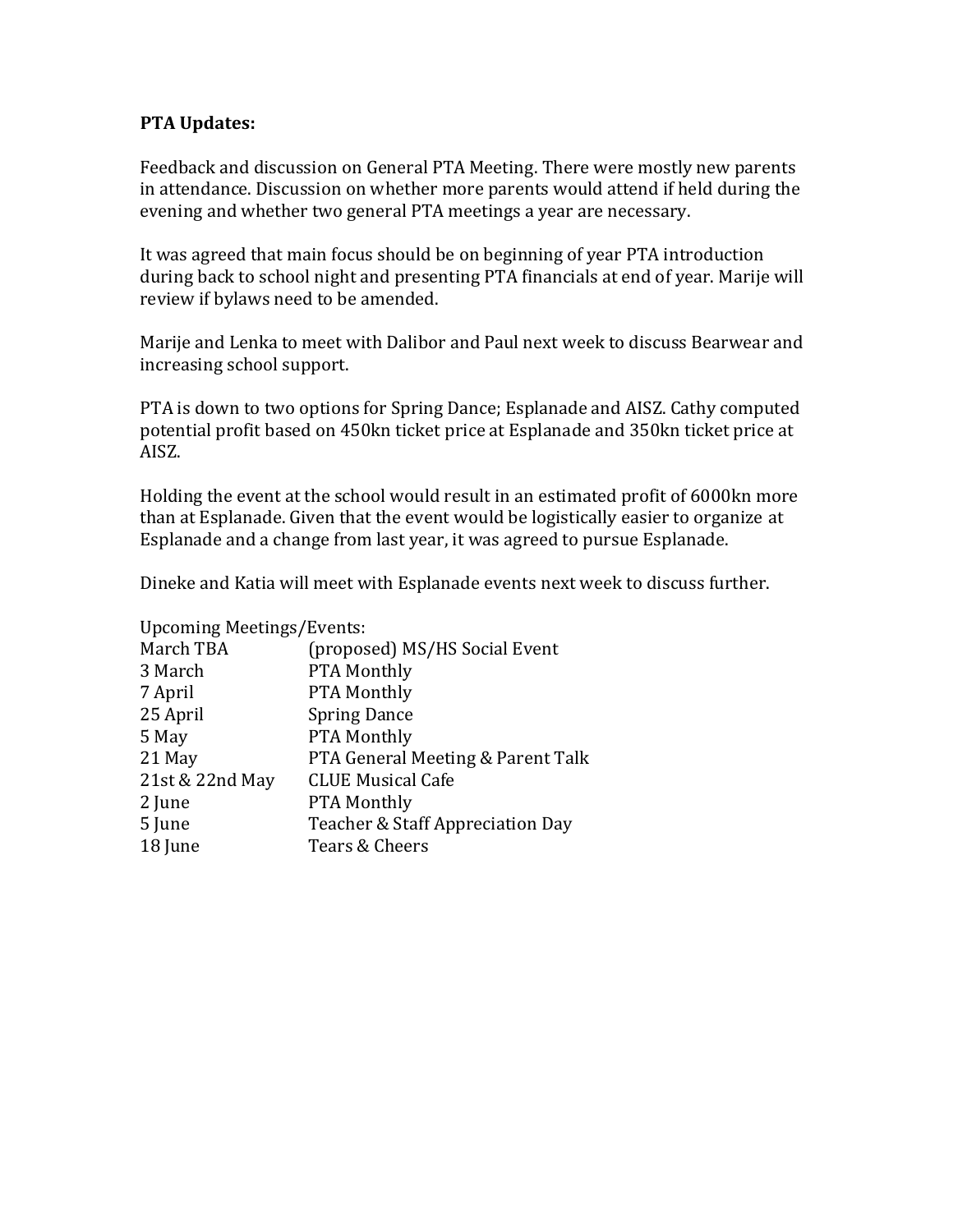**PTA Updates:**

Feedback and discussion on General PTA Meeting. There were mostly new parents in attendance. Discussion on whether more parents would attend if held during the evening and whether two general PTA meetings a year are necessary.

It was agreed that main focus should be on beginning of year PTA introduction during back to school night and presenting PTA financials at end of year. Marije will review if bylaws need to be amended.

Marije and Lenka to meet with Dalibor and Paul next week to discuss Bearwear and increasing school support.

PTA is down to two options for Spring Dance; Esplanade and AISZ. Cathy computed potential profit based on 450kn ticket price at Esplanade and 350kn ticket price at AISZ.

Holding the event at the school would result in an estimated profit of 6000kn more than at Esplanade. Given that the event would be logistically easier to organize at Esplanade and a change from last year, it was agreed to pursue Esplanade.

Dineke and Katia will meet with Esplanade events next week to discuss further.

Upcoming Meetings/Events:

| | |
|---|---|
| March TBA | (proposed) MS/HS Social Event |
| 3 March | PTA Monthly |
| 7 April | PTA Monthly |
| 25 April | Spring Dance |
| 5 May | PTA Monthly |
| 21 May | PTA General Meeting & Parent Talk |
| 21st & 22nd May | CLUE Musical Cafe |
| 2 June | PTA Monthly |
| 5 June | Teacher & Staff Appreciation Day |
| 18 June | Tears & Cheers |